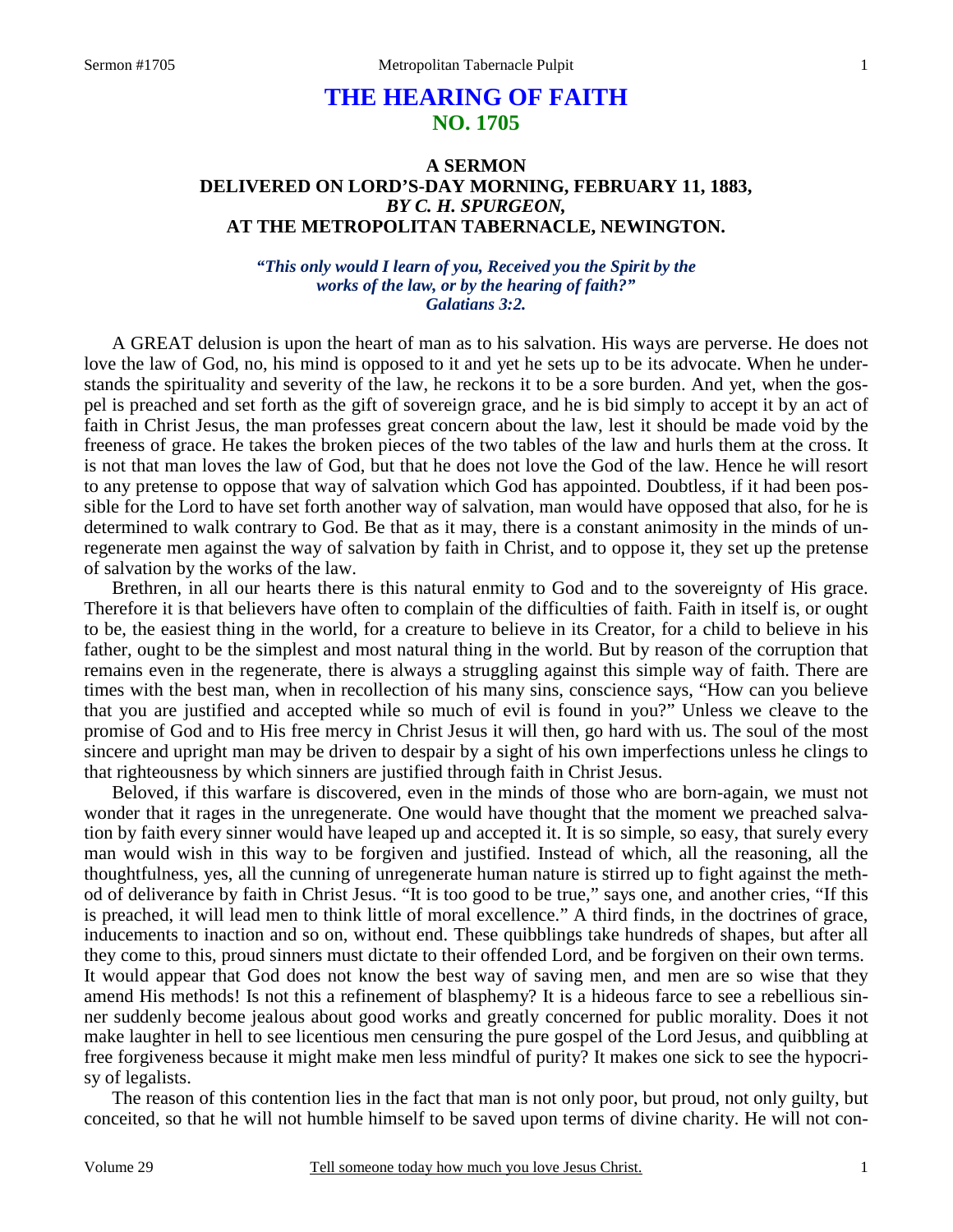# THE HEARING OF FAITH
## NO. 1705

### A SERMON
### DELIVERED ON LORD'S-DAY MORNING, FEBRUARY 11, 1883,
### *BY C. H. SPURGEON,*
### AT THE METROPOLITAN TABERNACLE, NEWINGTON.

*"This only would I learn of you, Received you the Spirit by the works of the law, or by the hearing of faith?" Galatians 3:2.*

A GREAT delusion is upon the heart of man as to his salvation. His ways are perverse. He does not love the law of God, no, his mind is opposed to it and yet he sets up to be its advocate. When he understands the spirituality and severity of the law, he reckons it to be a sore burden. And yet, when the gospel is preached and set forth as the gift of sovereign grace, and he is bid simply to accept it by an act of faith in Christ Jesus, the man professes great concern about the law, lest it should be made void by the freeness of grace. He takes the broken pieces of the two tables of the law and hurls them at the cross. It is not that man loves the law of God, but that he does not love the God of the law. Hence he will resort to any pretense to oppose that way of salvation which God has appointed. Doubtless, if it had been possible for the Lord to have set forth another way of salvation, man would have opposed that also, for he is determined to walk contrary to God. Be that as it may, there is a constant animosity in the minds of unregenerate men against the way of salvation by faith in Christ, and to oppose it, they set up the pretense of salvation by the works of the law.

Brethren, in all our hearts there is this natural enmity to God and to the sovereignty of His grace. Therefore it is that believers have often to complain of the difficulties of faith. Faith in itself is, or ought to be, the easiest thing in the world, for a creature to believe in its Creator, for a child to believe in his father, ought to be the simplest and most natural thing in the world. But by reason of the corruption that remains even in the regenerate, there is always a struggling against this simple way of faith. There are times with the best man, when in recollection of his many sins, conscience says, "How can you believe that you are justified and accepted while so much of evil is found in you?" Unless we cleave to the promise of God and to His free mercy in Christ Jesus it will then, go hard with us. The soul of the most sincere and upright man may be driven to despair by a sight of his own imperfections unless he clings to that righteousness by which sinners are justified through faith in Christ Jesus.

Beloved, if this warfare is discovered, even in the minds of those who are born-again, we must not wonder that it rages in the unregenerate. One would have thought that the moment we preached salvation by faith every sinner would have leaped up and accepted it. It is so simple, so easy, that surely every man would wish in this way to be forgiven and justified. Instead of which, all the reasoning, all the thoughtfulness, yes, all the cunning of unregenerate human nature is stirred up to fight against the method of deliverance by faith in Christ Jesus. "It is too good to be true," says one, and another cries, "If this is preached, it will lead men to think little of moral excellence." A third finds, in the doctrines of grace, inducements to inaction and so on, without end. These quibblings take hundreds of shapes, but after all they come to this, proud sinners must dictate to their offended Lord, and be forgiven on their own terms. It would appear that God does not know the best way of saving men, and men are so wise that they amend His methods! Is not this a refinement of blasphemy? It is a hideous farce to see a rebellious sinner suddenly become jealous about good works and greatly concerned for public morality. Does it not make laughter in hell to see licentious men censuring the pure gospel of the Lord Jesus, and quibbling at free forgiveness because it might make men less mindful of purity? It makes one sick to see the hypocrisy of legalists.

The reason of this contention lies in the fact that man is not only poor, but proud, not only guilty, but conceited, so that he will not humble himself to be saved upon terms of divine charity. He will not con-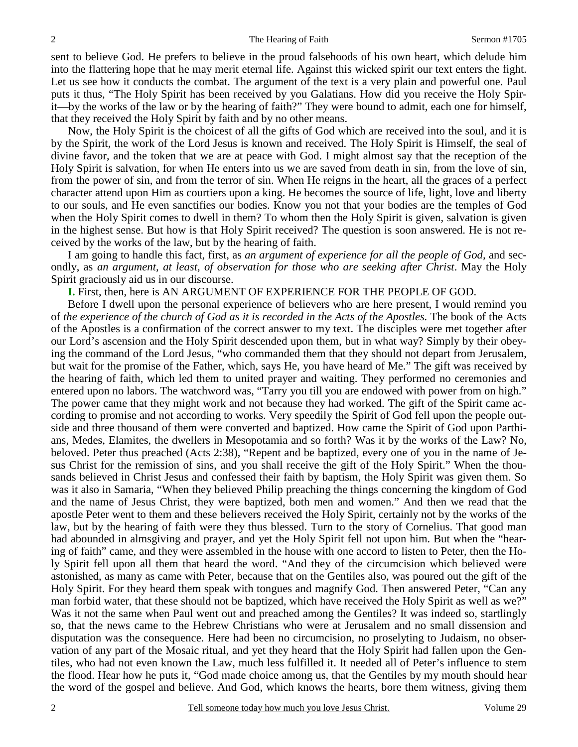sent to believe God. He prefers to believe in the proud falsehoods of his own heart, which delude him into the flattering hope that he may merit eternal life. Against this wicked spirit our text enters the fight. Let us see how it conducts the combat. The argument of the text is a very plain and powerful one. Paul puts it thus, "The Holy Spirit has been received by you Galatians. How did you receive the Holy Spirit—by the works of the law or by the hearing of faith?" They were bound to admit, each one for himself, that they received the Holy Spirit by faith and by no other means.

Now, the Holy Spirit is the choicest of all the gifts of God which are received into the soul, and it is by the Spirit, the work of the Lord Jesus is known and received. The Holy Spirit is Himself, the seal of divine favor, and the token that we are at peace with God. I might almost say that the reception of the Holy Spirit is salvation, for when He enters into us we are saved from death in sin, from the love of sin, from the power of sin, and from the terror of sin. When He reigns in the heart, all the graces of a perfect character attend upon Him as courtiers upon a king. He becomes the source of life, light, love and liberty to our souls, and He even sanctifies our bodies. Know you not that your bodies are the temples of God when the Holy Spirit comes to dwell in them? To whom then the Holy Spirit is given, salvation is given in the highest sense. But how is that Holy Spirit received? The question is soon answered. He is not received by the works of the law, but by the hearing of faith.

I am going to handle this fact, first, as *an argument of experience for all the people of God,* and secondly, as *an argument, at least, of observation for those who are seeking after Christ*. May the Holy Spirit graciously aid us in our discourse.

**I.** First, then, here is AN ARGUMENT OF EXPERIENCE FOR THE PEOPLE OF GOD.

Before I dwell upon the personal experience of believers who are here present, I would remind you of *the experience of the church of God as it is recorded in the Acts of the Apostles.* The book of the Acts of the Apostles is a confirmation of the correct answer to my text. The disciples were met together after our Lord's ascension and the Holy Spirit descended upon them, but in what way? Simply by their obeying the command of the Lord Jesus, "who commanded them that they should not depart from Jerusalem, but wait for the promise of the Father, which, says He, you have heard of Me." The gift was received by the hearing of faith, which led them to united prayer and waiting. They performed no ceremonies and entered upon no labors. The watchword was, "Tarry you till you are endowed with power from on high." The power came that they might work and not because they had worked. The gift of the Spirit came according to promise and not according to works. Very speedily the Spirit of God fell upon the people outside and three thousand of them were converted and baptized. How came the Spirit of God upon Parthians, Medes, Elamites, the dwellers in Mesopotamia and so forth? Was it by the works of the Law? No, beloved. Peter thus preached (Acts 2:38), "Repent and be baptized, every one of you in the name of Jesus Christ for the remission of sins, and you shall receive the gift of the Holy Spirit." When the thousands believed in Christ Jesus and confessed their faith by baptism, the Holy Spirit was given them. So was it also in Samaria, "When they believed Philip preaching the things concerning the kingdom of God and the name of Jesus Christ, they were baptized, both men and women." And then we read that the apostle Peter went to them and these believers received the Holy Spirit, certainly not by the works of the law, but by the hearing of faith were they thus blessed. Turn to the story of Cornelius. That good man had abounded in almsgiving and prayer, and yet the Holy Spirit fell not upon him. But when the "hearing of faith" came, and they were assembled in the house with one accord to listen to Peter, then the Holy Spirit fell upon all them that heard the word. "And they of the circumcision which believed were astonished, as many as came with Peter, because that on the Gentiles also, was poured out the gift of the Holy Spirit. For they heard them speak with tongues and magnify God. Then answered Peter, "Can any man forbid water, that these should not be baptized, which have received the Holy Spirit as well as we?" Was it not the same when Paul went out and preached among the Gentiles? It was indeed so, startlingly so, that the news came to the Hebrew Christians who were at Jerusalem and no small dissension and disputation was the consequence. Here had been no circumcision, no proselyting to Judaism, no observation of any part of the Mosaic ritual, and yet they heard that the Holy Spirit had fallen upon the Gentiles, who had not even known the Law, much less fulfilled it. It needed all of Peter's influence to stem the flood. Hear how he puts it, "God made choice among us, that the Gentiles by my mouth should hear the word of the gospel and believe. And God, which knows the hearts, bore them witness, giving them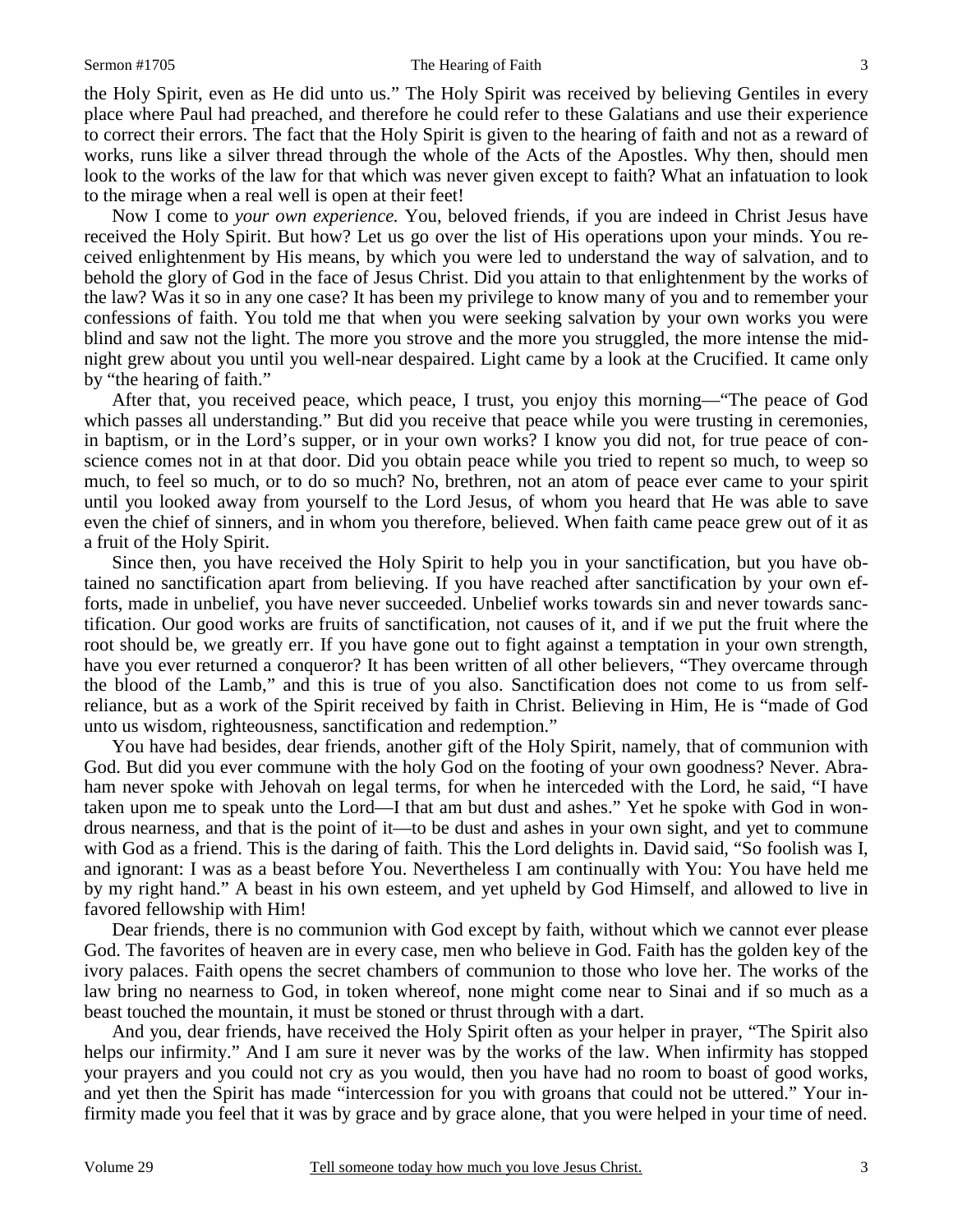the Holy Spirit, even as He did unto us." The Holy Spirit was received by believing Gentiles in every place where Paul had preached, and therefore he could refer to these Galatians and use their experience to correct their errors. The fact that the Holy Spirit is given to the hearing of faith and not as a reward of works, runs like a silver thread through the whole of the Acts of the Apostles. Why then, should men look to the works of the law for that which was never given except to faith? What an infatuation to look to the mirage when a real well is open at their feet!

Now I come to *your own experience.* You, beloved friends, if you are indeed in Christ Jesus have received the Holy Spirit. But how? Let us go over the list of His operations upon your minds. You received enlightenment by His means, by which you were led to understand the way of salvation, and to behold the glory of God in the face of Jesus Christ. Did you attain to that enlightenment by the works of the law? Was it so in any one case? It has been my privilege to know many of you and to remember your confessions of faith. You told me that when you were seeking salvation by your own works you were blind and saw not the light. The more you strove and the more you struggled, the more intense the midnight grew about you until you well-near despaired. Light came by a look at the Crucified. It came only by "the hearing of faith."

After that, you received peace, which peace, I trust, you enjoy this morning—"The peace of God which passes all understanding." But did you receive that peace while you were trusting in ceremonies, in baptism, or in the Lord's supper, or in your own works? I know you did not, for true peace of conscience comes not in at that door. Did you obtain peace while you tried to repent so much, to weep so much, to feel so much, or to do so much? No, brethren, not an atom of peace ever came to your spirit until you looked away from yourself to the Lord Jesus, of whom you heard that He was able to save even the chief of sinners, and in whom you therefore, believed. When faith came peace grew out of it as a fruit of the Holy Spirit.

Since then, you have received the Holy Spirit to help you in your sanctification, but you have obtained no sanctification apart from believing. If you have reached after sanctification by your own efforts, made in unbelief, you have never succeeded. Unbelief works towards sin and never towards sanctification. Our good works are fruits of sanctification, not causes of it, and if we put the fruit where the root should be, we greatly err. If you have gone out to fight against a temptation in your own strength, have you ever returned a conqueror? It has been written of all other believers, "They overcame through the blood of the Lamb," and this is true of you also. Sanctification does not come to us from self-reliance, but as a work of the Spirit received by faith in Christ. Believing in Him, He is "made of God unto us wisdom, righteousness, sanctification and redemption."

You have had besides, dear friends, another gift of the Holy Spirit, namely, that of communion with God. But did you ever commune with the holy God on the footing of your own goodness? Never. Abraham never spoke with Jehovah on legal terms, for when he interceded with the Lord, he said, "I have taken upon me to speak unto the Lord—I that am but dust and ashes." Yet he spoke with God in wondrous nearness, and that is the point of it—to be dust and ashes in your own sight, and yet to commune with God as a friend. This is the daring of faith. This the Lord delights in. David said, "So foolish was I, and ignorant: I was as a beast before You. Nevertheless I am continually with You: You have held me by my right hand." A beast in his own esteem, and yet upheld by God Himself, and allowed to live in favored fellowship with Him!

Dear friends, there is no communion with God except by faith, without which we cannot ever please God. The favorites of heaven are in every case, men who believe in God. Faith has the golden key of the ivory palaces. Faith opens the secret chambers of communion to those who love her. The works of the law bring no nearness to God, in token whereof, none might come near to Sinai and if so much as a beast touched the mountain, it must be stoned or thrust through with a dart.

And you, dear friends, have received the Holy Spirit often as your helper in prayer, "The Spirit also helps our infirmity." And I am sure it never was by the works of the law. When infirmity has stopped your prayers and you could not cry as you would, then you have had no room to boast of good works, and yet then the Spirit has made "intercession for you with groans that could not be uttered." Your infirmity made you feel that it was by grace and by grace alone, that you were helped in your time of need.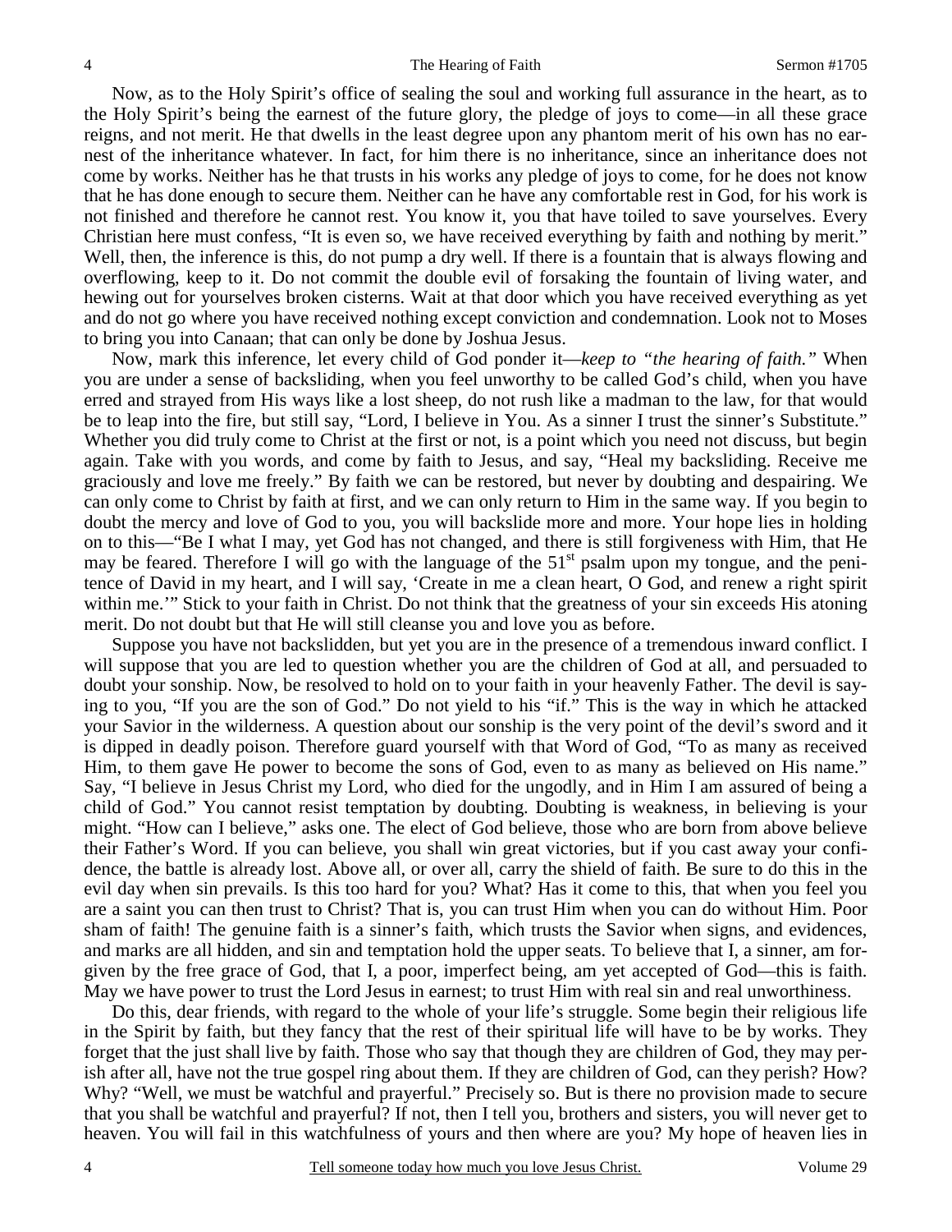Now, as to the Holy Spirit's office of sealing the soul and working full assurance in the heart, as to the Holy Spirit's being the earnest of the future glory, the pledge of joys to come—in all these grace reigns, and not merit. He that dwells in the least degree upon any phantom merit of his own has no earnest of the inheritance whatever. In fact, for him there is no inheritance, since an inheritance does not come by works. Neither has he that trusts in his works any pledge of joys to come, for he does not know that he has done enough to secure them. Neither can he have any comfortable rest in God, for his work is not finished and therefore he cannot rest. You know it, you that have toiled to save yourselves. Every Christian here must confess, "It is even so, we have received everything by faith and nothing by merit." Well, then, the inference is this, do not pump a dry well. If there is a fountain that is always flowing and overflowing, keep to it. Do not commit the double evil of forsaking the fountain of living water, and hewing out for yourselves broken cisterns. Wait at that door which you have received everything as yet and do not go where you have received nothing except conviction and condemnation. Look not to Moses to bring you into Canaan; that can only be done by Joshua Jesus.

Now, mark this inference, let every child of God ponder it—*keep to "the hearing of faith."* When you are under a sense of backsliding, when you feel unworthy to be called God's child, when you have erred and strayed from His ways like a lost sheep, do not rush like a madman to the law, for that would be to leap into the fire, but still say, "Lord, I believe in You. As a sinner I trust the sinner's Substitute." Whether you did truly come to Christ at the first or not, is a point which you need not discuss, but begin again. Take with you words, and come by faith to Jesus, and say, "Heal my backsliding. Receive me graciously and love me freely." By faith we can be restored, but never by doubting and despairing. We can only come to Christ by faith at first, and we can only return to Him in the same way. If you begin to doubt the mercy and love of God to you, you will backslide more and more. Your hope lies in holding on to this—"Be I what I may, yet God has not changed, and there is still forgiveness with Him, that He may be feared. Therefore I will go with the language of the 51st psalm upon my tongue, and the penitence of David in my heart, and I will say, 'Create in me a clean heart, O God, and renew a right spirit within me.'" Stick to your faith in Christ. Do not think that the greatness of your sin exceeds His atoning merit. Do not doubt but that He will still cleanse you and love you as before.

Suppose you have not backslidden, but yet you are in the presence of a tremendous inward conflict. I will suppose that you are led to question whether you are the children of God at all, and persuaded to doubt your sonship. Now, be resolved to hold on to your faith in your heavenly Father. The devil is saying to you, "If you are the son of God." Do not yield to his "if." This is the way in which he attacked your Savior in the wilderness. A question about our sonship is the very point of the devil's sword and it is dipped in deadly poison. Therefore guard yourself with that Word of God, "To as many as received Him, to them gave He power to become the sons of God, even to as many as believed on His name." Say, "I believe in Jesus Christ my Lord, who died for the ungodly, and in Him I am assured of being a child of God." You cannot resist temptation by doubting. Doubting is weakness, in believing is your might. "How can I believe," asks one. The elect of God believe, those who are born from above believe their Father's Word. If you can believe, you shall win great victories, but if you cast away your confidence, the battle is already lost. Above all, or over all, carry the shield of faith. Be sure to do this in the evil day when sin prevails. Is this too hard for you? What? Has it come to this, that when you feel you are a saint you can then trust to Christ? That is, you can trust Him when you can do without Him. Poor sham of faith! The genuine faith is a sinner's faith, which trusts the Savior when signs, and evidences, and marks are all hidden, and sin and temptation hold the upper seats. To believe that I, a sinner, am forgiven by the free grace of God, that I, a poor, imperfect being, am yet accepted of God—this is faith. May we have power to trust the Lord Jesus in earnest; to trust Him with real sin and real unworthiness.

Do this, dear friends, with regard to the whole of your life's struggle. Some begin their religious life in the Spirit by faith, but they fancy that the rest of their spiritual life will have to be by works. They forget that the just shall live by faith. Those who say that though they are children of God, they may perish after all, have not the true gospel ring about them. If they are children of God, can they perish? How? Why? "Well, we must be watchful and prayerful." Precisely so. But is there no provision made to secure that you shall be watchful and prayerful? If not, then I tell you, brothers and sisters, you will never get to heaven. You will fail in this watchfulness of yours and then where are you? My hope of heaven lies in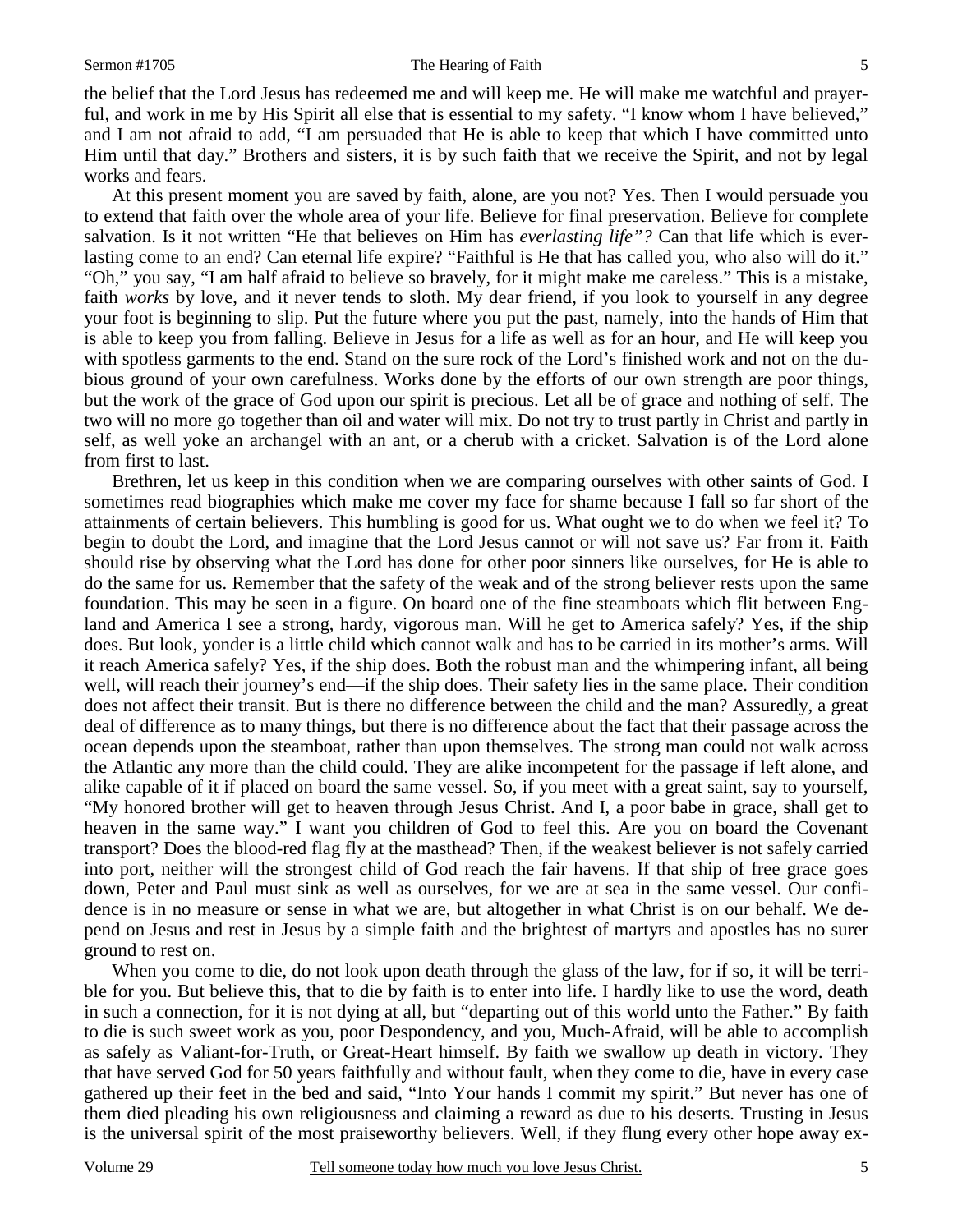the belief that the Lord Jesus has redeemed me and will keep me. He will make me watchful and prayerful, and work in me by His Spirit all else that is essential to my safety. "I know whom I have believed," and I am not afraid to add, "I am persuaded that He is able to keep that which I have committed unto Him until that day." Brothers and sisters, it is by such faith that we receive the Spirit, and not by legal works and fears.

At this present moment you are saved by faith, alone, are you not? Yes. Then I would persuade you to extend that faith over the whole area of your life. Believe for final preservation. Believe for complete salvation. Is it not written "He that believes on Him has *everlasting life"?* Can that life which is everlasting come to an end? Can eternal life expire? "Faithful is He that has called you, who also will do it." "Oh," you say, "I am half afraid to believe so bravely, for it might make me careless." This is a mistake, faith *works* by love, and it never tends to sloth. My dear friend, if you look to yourself in any degree your foot is beginning to slip. Put the future where you put the past, namely, into the hands of Him that is able to keep you from falling. Believe in Jesus for a life as well as for an hour, and He will keep you with spotless garments to the end. Stand on the sure rock of the Lord's finished work and not on the dubious ground of your own carefulness. Works done by the efforts of our own strength are poor things, but the work of the grace of God upon our spirit is precious. Let all be of grace and nothing of self. The two will no more go together than oil and water will mix. Do not try to trust partly in Christ and partly in self, as well yoke an archangel with an ant, or a cherub with a cricket. Salvation is of the Lord alone from first to last.

Brethren, let us keep in this condition when we are comparing ourselves with other saints of God. I sometimes read biographies which make me cover my face for shame because I fall so far short of the attainments of certain believers. This humbling is good for us. What ought we to do when we feel it? To begin to doubt the Lord, and imagine that the Lord Jesus cannot or will not save us? Far from it. Faith should rise by observing what the Lord has done for other poor sinners like ourselves, for He is able to do the same for us. Remember that the safety of the weak and of the strong believer rests upon the same foundation. This may be seen in a figure. On board one of the fine steamboats which flit between England and America I see a strong, hardy, vigorous man. Will he get to America safely? Yes, if the ship does. But look, yonder is a little child which cannot walk and has to be carried in its mother's arms. Will it reach America safely? Yes, if the ship does. Both the robust man and the whimpering infant, all being well, will reach their journey's end—if the ship does. Their safety lies in the same place. Their condition does not affect their transit. But is there no difference between the child and the man? Assuredly, a great deal of difference as to many things, but there is no difference about the fact that their passage across the ocean depends upon the steamboat, rather than upon themselves. The strong man could not walk across the Atlantic any more than the child could. They are alike incompetent for the passage if left alone, and alike capable of it if placed on board the same vessel. So, if you meet with a great saint, say to yourself, "My honored brother will get to heaven through Jesus Christ. And I, a poor babe in grace, shall get to heaven in the same way." I want you children of God to feel this. Are you on board the Covenant transport? Does the blood-red flag fly at the masthead? Then, if the weakest believer is not safely carried into port, neither will the strongest child of God reach the fair havens. If that ship of free grace goes down, Peter and Paul must sink as well as ourselves, for we are at sea in the same vessel. Our confidence is in no measure or sense in what we are, but altogether in what Christ is on our behalf. We depend on Jesus and rest in Jesus by a simple faith and the brightest of martyrs and apostles has no surer ground to rest on.

When you come to die, do not look upon death through the glass of the law, for if so, it will be terrible for you. But believe this, that to die by faith is to enter into life. I hardly like to use the word, death in such a connection, for it is not dying at all, but "departing out of this world unto the Father." By faith to die is such sweet work as you, poor Despondency, and you, Much-Afraid, will be able to accomplish as safely as Valiant-for-Truth, or Great-Heart himself. By faith we swallow up death in victory. They that have served God for 50 years faithfully and without fault, when they come to die, have in every case gathered up their feet in the bed and said, "Into Your hands I commit my spirit." But never has one of them died pleading his own religiousness and claiming a reward as due to his deserts. Trusting in Jesus is the universal spirit of the most praiseworthy believers. Well, if they flung every other hope away ex-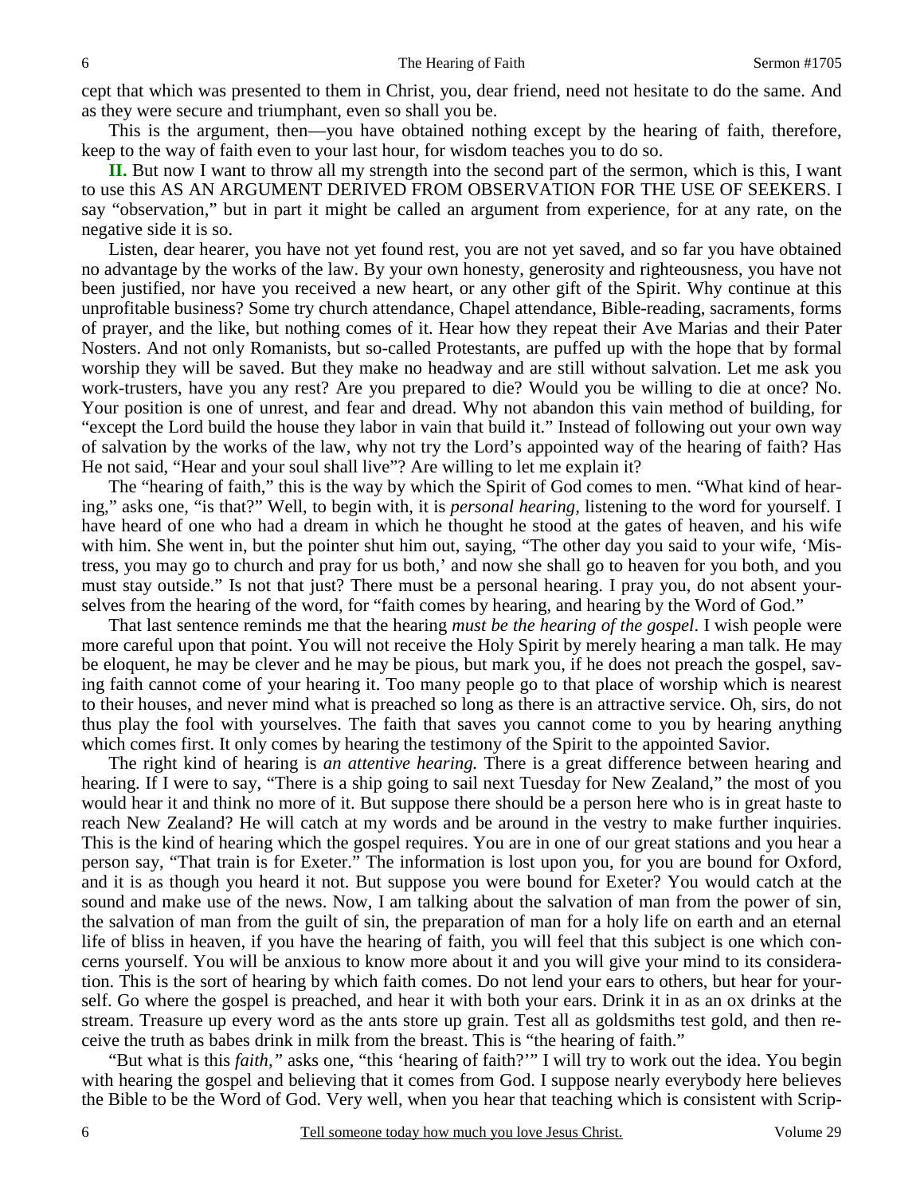cept that which was presented to them in Christ, you, dear friend, need not hesitate to do the same. And as they were secure and triumphant, even so shall you be.

This is the argument, then—you have obtained nothing except by the hearing of faith, therefore, keep to the way of faith even to your last hour, for wisdom teaches you to do so.

**II.** But now I want to throw all my strength into the second part of the sermon, which is this, I want to use this AS AN ARGUMENT DERIVED FROM OBSERVATION FOR THE USE OF SEEKERS. I say "observation," but in part it might be called an argument from experience, for at any rate, on the negative side it is so.

Listen, dear hearer, you have not yet found rest, you are not yet saved, and so far you have obtained no advantage by the works of the law. By your own honesty, generosity and righteousness, you have not been justified, nor have you received a new heart, or any other gift of the Spirit. Why continue at this unprofitable business? Some try church attendance, Chapel attendance, Bible-reading, sacraments, forms of prayer, and the like, but nothing comes of it. Hear how they repeat their Ave Marias and their Pater Nosters. And not only Romanists, but so-called Protestants, are puffed up with the hope that by formal worship they will be saved. But they make no headway and are still without salvation. Let me ask you work-trusters, have you any rest? Are you prepared to die? Would you be willing to die at once? No. Your position is one of unrest, and fear and dread. Why not abandon this vain method of building, for "except the Lord build the house they labor in vain that build it." Instead of following out your own way of salvation by the works of the law, why not try the Lord's appointed way of the hearing of faith? Has He not said, "Hear and your soul shall live"? Are willing to let me explain it?

The "hearing of faith," this is the way by which the Spirit of God comes to men. "What kind of hearing," asks one, "is that?" Well, to begin with, it is *personal hearing*, listening to the word for yourself. I have heard of one who had a dream in which he thought he stood at the gates of heaven, and his wife with him. She went in, but the pointer shut him out, saying, "The other day you said to your wife, 'Mistress, you may go to church and pray for us both,' and now she shall go to heaven for you both, and you must stay outside." Is not that just? There must be a personal hearing. I pray you, do not absent yourselves from the hearing of the word, for "faith comes by hearing, and hearing by the Word of God."

That last sentence reminds me that the hearing *must be the hearing of the gospel*. I wish people were more careful upon that point. You will not receive the Holy Spirit by merely hearing a man talk. He may be eloquent, he may be clever and he may be pious, but mark you, if he does not preach the gospel, saving faith cannot come of your hearing it. Too many people go to that place of worship which is nearest to their houses, and never mind what is preached so long as there is an attractive service. Oh, sirs, do not thus play the fool with yourselves. The faith that saves you cannot come to you by hearing anything which comes first. It only comes by hearing the testimony of the Spirit to the appointed Savior.

The right kind of hearing is *an attentive hearing.* There is a great difference between hearing and hearing. If I were to say, "There is a ship going to sail next Tuesday for New Zealand," the most of you would hear it and think no more of it. But suppose there should be a person here who is in great haste to reach New Zealand? He will catch at my words and be around in the vestry to make further inquiries. This is the kind of hearing which the gospel requires. You are in one of our great stations and you hear a person say, "That train is for Exeter." The information is lost upon you, for you are bound for Oxford, and it is as though you heard it not. But suppose you were bound for Exeter? You would catch at the sound and make use of the news. Now, I am talking about the salvation of man from the power of sin, the salvation of man from the guilt of sin, the preparation of man for a holy life on earth and an eternal life of bliss in heaven, if you have the hearing of faith, you will feel that this subject is one which concerns yourself. You will be anxious to know more about it and you will give your mind to its consideration. This is the sort of hearing by which faith comes. Do not lend your ears to others, but hear for yourself. Go where the gospel is preached, and hear it with both your ears. Drink it in as an ox drinks at the stream. Treasure up every word as the ants store up grain. Test all as goldsmiths test gold, and then receive the truth as babes drink in milk from the breast. This is "the hearing of faith."

"But what is this *faith,"* asks one, "this 'hearing of faith?'" I will try to work out the idea. You begin with hearing the gospel and believing that it comes from God. I suppose nearly everybody here believes the Bible to be the Word of God. Very well, when you hear that teaching which is consistent with Scrip-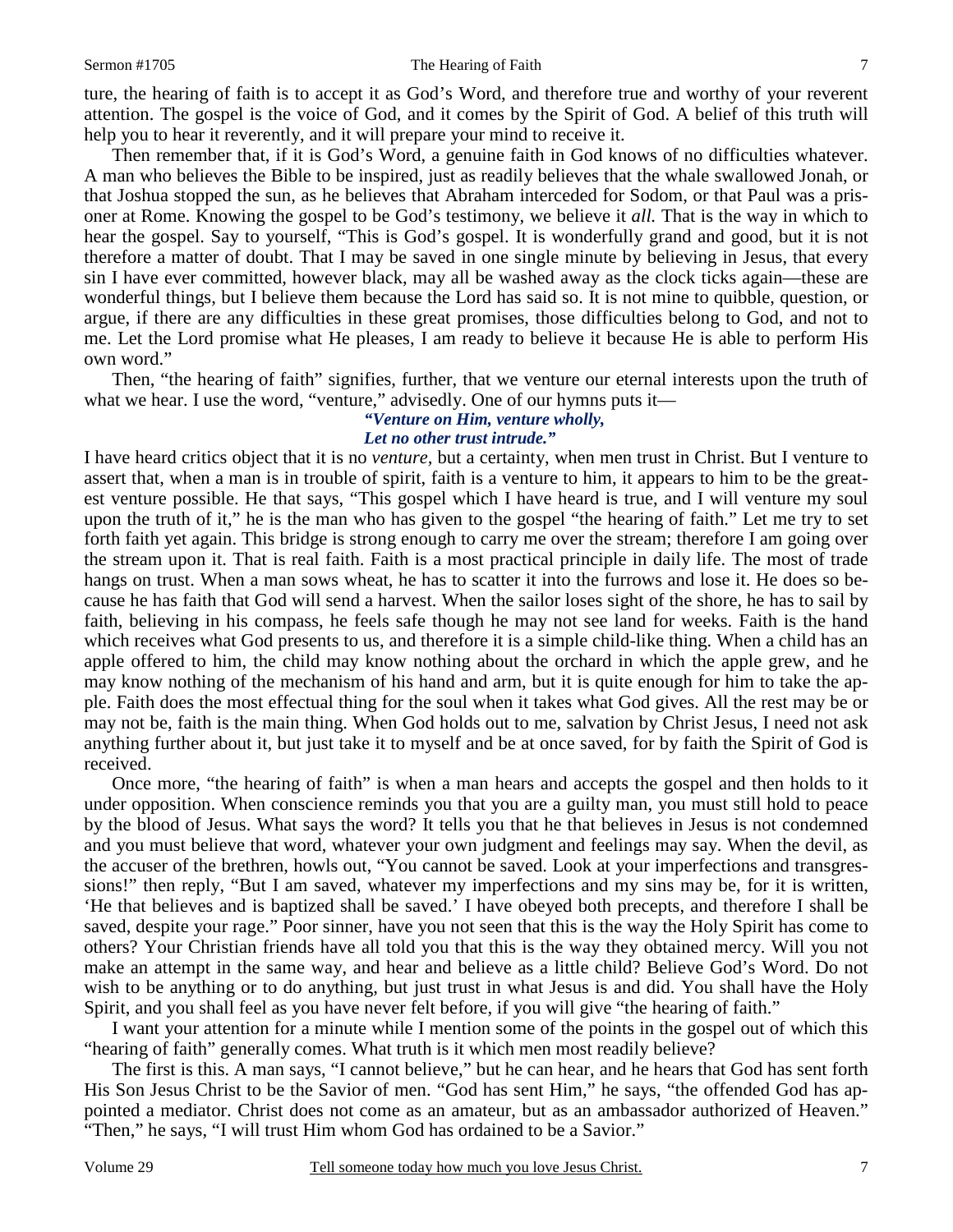ture, the hearing of faith is to accept it as God's Word, and therefore true and worthy of your reverent attention. The gospel is the voice of God, and it comes by the Spirit of God. A belief of this truth will help you to hear it reverently, and it will prepare your mind to receive it.

Then remember that, if it is God's Word, a genuine faith in God knows of no difficulties whatever. A man who believes the Bible to be inspired, just as readily believes that the whale swallowed Jonah, or that Joshua stopped the sun, as he believes that Abraham interceded for Sodom, or that Paul was a prisoner at Rome. Knowing the gospel to be God's testimony, we believe it *all.* That is the way in which to hear the gospel. Say to yourself, "This is God's gospel. It is wonderfully grand and good, but it is not therefore a matter of doubt. That I may be saved in one single minute by believing in Jesus, that every sin I have ever committed, however black, may all be washed away as the clock ticks again—these are wonderful things, but I believe them because the Lord has said so. It is not mine to quibble, question, or argue, if there are any difficulties in these great promises, those difficulties belong to God, and not to me. Let the Lord promise what He pleases, I am ready to believe it because He is able to perform His own word."

Then, "the hearing of faith" signifies, further, that we venture our eternal interests upon the truth of what we hear. I use the word, "venture," advisedly. One of our hymns puts it—

*"Venture on Him, venture wholly,*
*Let no other trust intrude."*

I have heard critics object that it is no *venture,* but a certainty, when men trust in Christ. But I venture to assert that, when a man is in trouble of spirit, faith is a venture to him, it appears to him to be the greatest venture possible. He that says, "This gospel which I have heard is true, and I will venture my soul upon the truth of it," he is the man who has given to the gospel "the hearing of faith." Let me try to set forth faith yet again. This bridge is strong enough to carry me over the stream; therefore I am going over the stream upon it. That is real faith. Faith is a most practical principle in daily life. The most of trade hangs on trust. When a man sows wheat, he has to scatter it into the furrows and lose it. He does so because he has faith that God will send a harvest. When the sailor loses sight of the shore, he has to sail by faith, believing in his compass, he feels safe though he may not see land for weeks. Faith is the hand which receives what God presents to us, and therefore it is a simple child-like thing. When a child has an apple offered to him, the child may know nothing about the orchard in which the apple grew, and he may know nothing of the mechanism of his hand and arm, but it is quite enough for him to take the apple. Faith does the most effectual thing for the soul when it takes what God gives. All the rest may be or may not be, faith is the main thing. When God holds out to me, salvation by Christ Jesus, I need not ask anything further about it, but just take it to myself and be at once saved, for by faith the Spirit of God is received.

Once more, "the hearing of faith" is when a man hears and accepts the gospel and then holds to it under opposition. When conscience reminds you that you are a guilty man, you must still hold to peace by the blood of Jesus. What says the word? It tells you that he that believes in Jesus is not condemned and you must believe that word, whatever your own judgment and feelings may say. When the devil, as the accuser of the brethren, howls out, "You cannot be saved. Look at your imperfections and transgressions!" then reply, "But I am saved, whatever my imperfections and my sins may be, for it is written, 'He that believes and is baptized shall be saved.' I have obeyed both precepts, and therefore I shall be saved, despite your rage." Poor sinner, have you not seen that this is the way the Holy Spirit has come to others? Your Christian friends have all told you that this is the way they obtained mercy. Will you not make an attempt in the same way, and hear and believe as a little child? Believe God's Word. Do not wish to be anything or to do anything, but just trust in what Jesus is and did. You shall have the Holy Spirit, and you shall feel as you have never felt before, if you will give "the hearing of faith."

I want your attention for a minute while I mention some of the points in the gospel out of which this "hearing of faith" generally comes. What truth is it which men most readily believe?

The first is this. A man says, "I cannot believe," but he can hear, and he hears that God has sent forth His Son Jesus Christ to be the Savior of men. "God has sent Him," he says, "the offended God has appointed a mediator. Christ does not come as an amateur, but as an ambassador authorized of Heaven." "Then," he says, "I will trust Him whom God has ordained to be a Savior."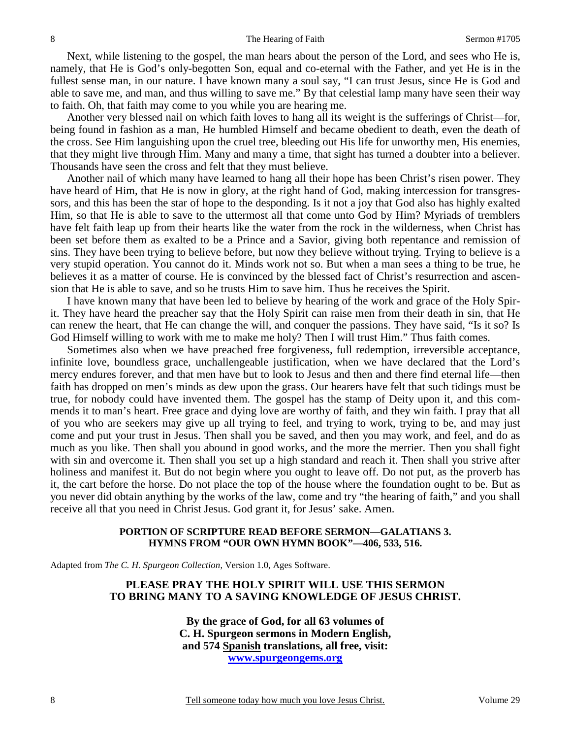Next, while listening to the gospel, the man hears about the person of the Lord, and sees who He is, namely, that He is God's only-begotten Son, equal and co-eternal with the Father, and yet He is in the fullest sense man, in our nature. I have known many a soul say, "I can trust Jesus, since He is God and able to save me, and man, and thus willing to save me." By that celestial lamp many have seen their way to faith. Oh, that faith may come to you while you are hearing me.

Another very blessed nail on which faith loves to hang all its weight is the sufferings of Christ—for, being found in fashion as a man, He humbled Himself and became obedient to death, even the death of the cross. See Him languishing upon the cruel tree, bleeding out His life for unworthy men, His enemies, that they might live through Him. Many and many a time, that sight has turned a doubter into a believer. Thousands have seen the cross and felt that they must believe.

Another nail of which many have learned to hang all their hope has been Christ's risen power. They have heard of Him, that He is now in glory, at the right hand of God, making intercession for transgressors, and this has been the star of hope to the desponding. Is it not a joy that God also has highly exalted Him, so that He is able to save to the uttermost all that come unto God by Him? Myriads of tremblers have felt faith leap up from their hearts like the water from the rock in the wilderness, when Christ has been set before them as exalted to be a Prince and a Savior, giving both repentance and remission of sins. They have been trying to believe before, but now they believe without trying. Trying to believe is a very stupid operation. You cannot do it. Minds work not so. But when a man sees a thing to be true, he believes it as a matter of course. He is convinced by the blessed fact of Christ's resurrection and ascension that He is able to save, and so he trusts Him to save him. Thus he receives the Spirit.

I have known many that have been led to believe by hearing of the work and grace of the Holy Spirit. They have heard the preacher say that the Holy Spirit can raise men from their death in sin, that He can renew the heart, that He can change the will, and conquer the passions. They have said, "Is it so? Is God Himself willing to work with me to make me holy? Then I will trust Him." Thus faith comes.

Sometimes also when we have preached free forgiveness, full redemption, irreversible acceptance, infinite love, boundless grace, unchallengeable justification, when we have declared that the Lord's mercy endures forever, and that men have but to look to Jesus and then and there find eternal life—then faith has dropped on men's minds as dew upon the grass. Our hearers have felt that such tidings must be true, for nobody could have invented them. The gospel has the stamp of Deity upon it, and this commends it to man's heart. Free grace and dying love are worthy of faith, and they win faith. I pray that all of you who are seekers may give up all trying to feel, and trying to work, trying to be, and may just come and put your trust in Jesus. Then shall you be saved, and then you may work, and feel, and do as much as you like. Then shall you abound in good works, and the more the merrier. Then you shall fight with sin and overcome it. Then shall you set up a high standard and reach it. Then shall you strive after holiness and manifest it. But do not begin where you ought to leave off. Do not put, as the proverb has it, the cart before the horse. Do not place the top of the house where the foundation ought to be. But as you never did obtain anything by the works of the law, come and try "the hearing of faith," and you shall receive all that you need in Christ Jesus. God grant it, for Jesus' sake. Amen.

**PORTION OF SCRIPTURE READ BEFORE SERMON—GALATIANS 3.**
**HYMNS FROM "OUR OWN HYMN BOOK"—406, 533, 516.**

Adapted from *The C. H. Spurgeon Collection*, Version 1.0, Ages Software.

**PLEASE PRAY THE HOLY SPIRIT WILL USE THIS SERMON TO BRING MANY TO A SAVING KNOWLEDGE OF JESUS CHRIST.**

**By the grace of God, for all 63 volumes of C. H. Spurgeon sermons in Modern English, and 574 Spanish translations, all free, visit: www.spurgeongems.org**